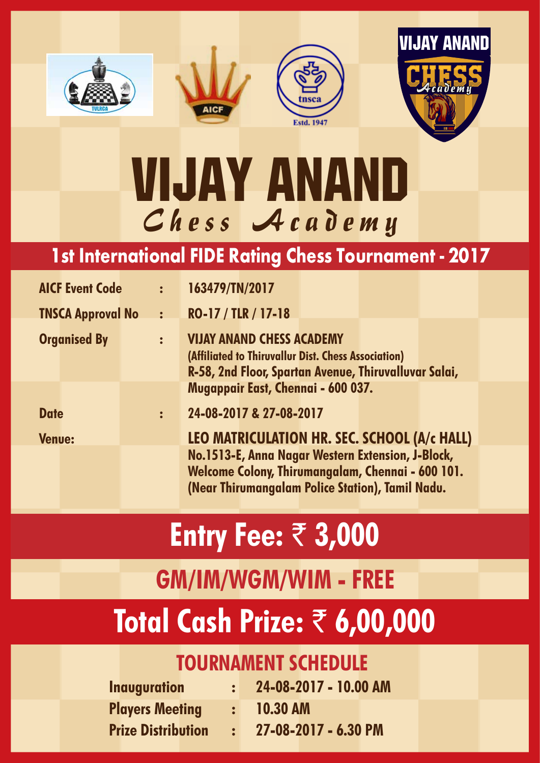# VIJAY ANAND
## *Chess Academy*

## 1st International FIDE Rating Chess Tournament - 2017

| | | |
|---|---|---|
| **AICF Event Code** | : | **163479/TN/2017** |
| **TNSCA Approval No** | : | **RO-17 / TLR / 17-18** |
| **Organised By** | : | **VIJAY ANAND CHESS ACADEMY** (Affiliated to Thiruvallur Dist. Chess Association) R-58, 2nd Floor, Spartan Avenue, Thiruvalluvar Salai, Mugappair East, Chennai - 600 037. |
| **Date** | : | **24-08-2017 & 27-08-2017** |
| **Venue:** | | **LEO MATRICULATION HR. SEC. SCHOOL (A/c HALL)** No.1513-E, Anna Nagar Western Extension, J-Block, Welcome Colony, Thirumangalam, Chennai - 600 101. (Near Thirumangalam Police Station), Tamil Nadu. |

# Entry Fee: ₹ 3,000

## GM/IM/WGM/WIM - FREE

# Total Cash Prize: ₹ 6,00,000

## TOURNAMENT SCHEDULE

| | | |
|---|---|---|
| **Inauguration** | : | **24-08-2017 - 10.00 AM** |
| **Players Meeting** | : | **10.30 AM** |
| **Prize Distribution** | : | **27-08-2017 - 6.30 PM** |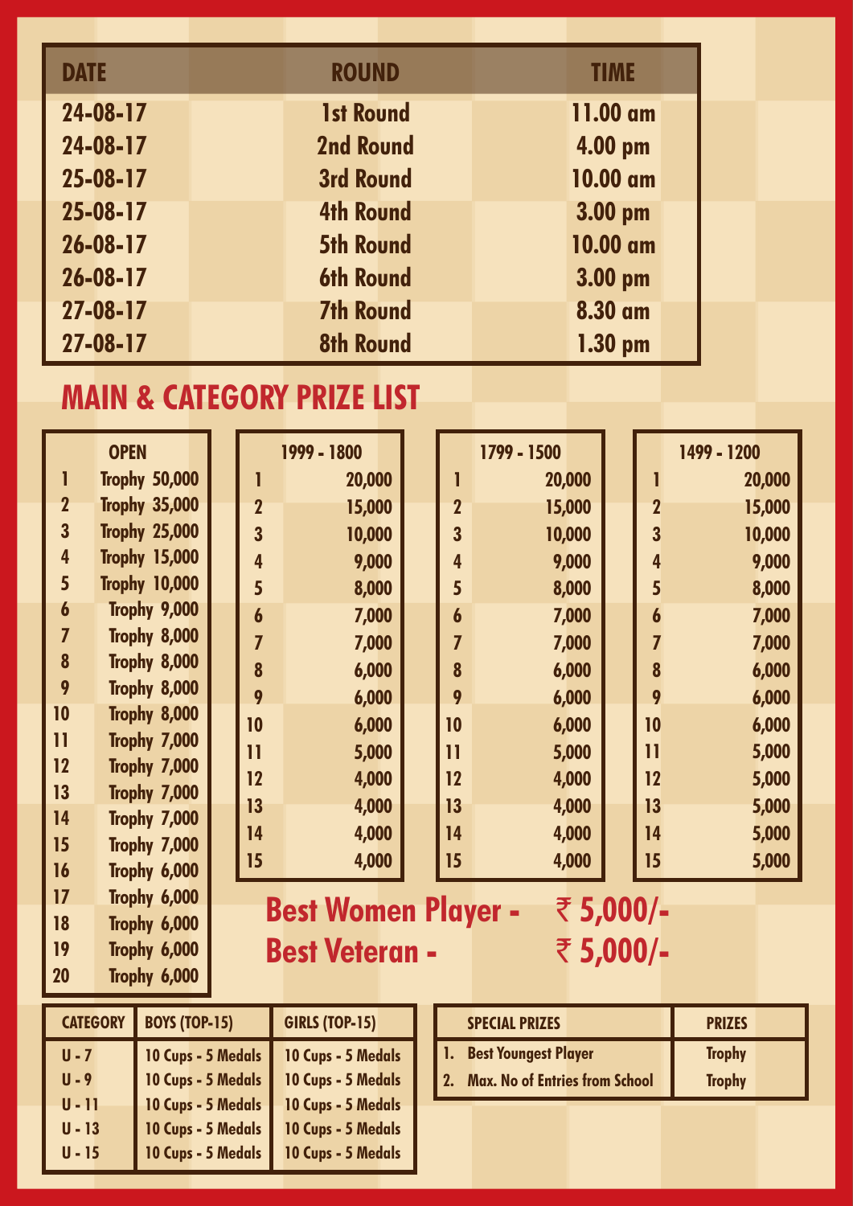| DATE | ROUND | TIME |
|---|---|---|
| 24-08-17 | 1st Round | 11.00 am |
| 24-08-17 | 2nd Round | 4.00 pm |
| 25-08-17 | 3rd Round | 10.00 am |
| 25-08-17 | 4th Round | 3.00 pm |
| 26-08-17 | 5th Round | 10.00 am |
| 26-08-17 | 6th Round | 3.00 pm |
| 27-08-17 | 7th Round | 8.30 am |
| 27-08-17 | 8th Round | 1.30 pm |

## MAIN & CATEGORY PRIZE LIST

| OPEN | |
|---|---|
| 1 | Trophy 50,000 |
| 2 | Trophy 35,000 |
| 3 | Trophy 25,000 |
| 4 | Trophy 15,000 |
| 5 | Trophy 10,000 |
| 6 | Trophy 9,000 |
| 7 | Trophy 8,000 |
| 8 | Trophy 8,000 |
| 9 | Trophy 8,000 |
| 10 | Trophy 8,000 |
| 11 | Trophy 7,000 |
| 12 | Trophy 7,000 |
| 13 | Trophy 7,000 |
| 14 | Trophy 7,000 |
| 15 | Trophy 7,000 |
| 16 | Trophy 6,000 |
| 17 | Trophy 6,000 |
| 18 | Trophy 6,000 |
| 19 | Trophy 6,000 |
| 20 | Trophy 6,000 |

| 1999 - 1800 | |
|---|---|
| 1 | 20,000 |
| 2 | 15,000 |
| 3 | 10,000 |
| 4 | 9,000 |
| 5 | 8,000 |
| 6 | 7,000 |
| 7 | 7,000 |
| 8 | 6,000 |
| 9 | 6,000 |
| 10 | 6,000 |
| 11 | 5,000 |
| 12 | 4,000 |
| 13 | 4,000 |
| 14 | 4,000 |
| 15 | 4,000 |

| 1799 - 1500 | |
|---|---|
| 1 | 20,000 |
| 2 | 15,000 |
| 3 | 10,000 |
| 4 | 9,000 |
| 5 | 8,000 |
| 6 | 7,000 |
| 7 | 7,000 |
| 8 | 6,000 |
| 9 | 6,000 |
| 10 | 6,000 |
| 11 | 5,000 |
| 12 | 4,000 |
| 13 | 4,000 |
| 14 | 4,000 |
| 15 | 4,000 |

| 1499 - 1200 | |
|---|---|
| 1 | 20,000 |
| 2 | 15,000 |
| 3 | 10,000 |
| 4 | 9,000 |
| 5 | 8,000 |
| 6 | 7,000 |
| 7 | 7,000 |
| 8 | 6,000 |
| 9 | 6,000 |
| 10 | 6,000 |
| 11 | 5,000 |
| 12 | 5,000 |
| 13 | 5,000 |
| 14 | 5,000 |
| 15 | 5,000 |

**Best Women Player - ₹ 5,000/-**

**Best Veteran - ₹ 5,000/-**

| CATEGORY | BOYS (TOP-15) | GIRLS (TOP-15) |
|---|---|---|
| U - 7 | 10 Cups - 5 Medals | 10 Cups - 5 Medals |
| U - 9 | 10 Cups - 5 Medals | 10 Cups - 5 Medals |
| U - 11 | 10 Cups - 5 Medals | 10 Cups - 5 Medals |
| U - 13 | 10 Cups - 5 Medals | 10 Cups - 5 Medals |
| U - 15 | 10 Cups - 5 Medals | 10 Cups - 5 Medals |

| SPECIAL PRIZES | PRIZES |
|---|---|
| 1. Best Youngest Player | Trophy |
| 2. Max. No of Entries from School | Trophy |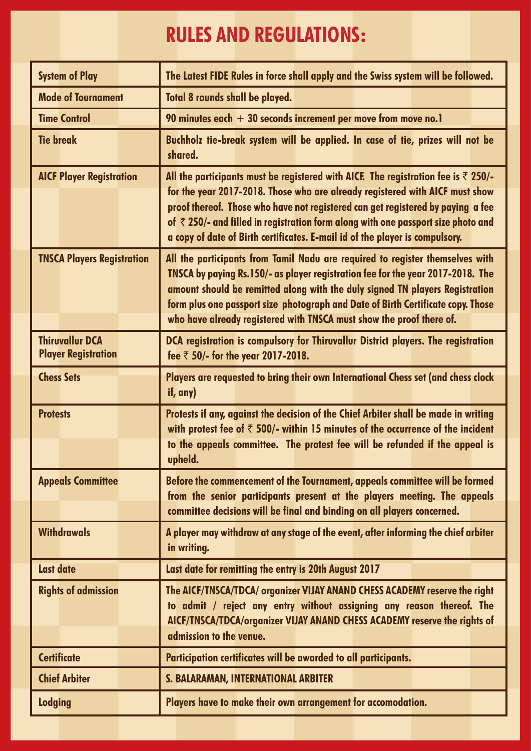# RULES AND REGULATIONS:

| | |
|---|---|
| **System of Play** | **The Latest FIDE Rules in force shall apply and the Swiss system will be followed.** |
| **Mode of Tournament** | **Total 8 rounds shall be played.** |
| **Time Control** | **90 minutes each + 30 seconds increment per move from move no.1** |
| **Tie break** | **Buchholz tie-break system will be applied. In case of tie, prizes will not be shared.** |
| **AICF Player Registration** | **All the participants must be registered with AICF. The registration fee is ₹ 250/- for the year 2017-2018. Those who are already registered with AICF must show proof thereof. Those who have not registered can get registered by paying a fee of ₹ 250/- and filled in registration form along with one passport size photo and a copy of date of Birth certificates. E-mail id of the player is compulsory.** |
| **TNSCA Players Registration** | **All the participants from Tamil Nadu are required to register themselves with TNSCA by paying Rs.150/- as player registration fee for the year 2017-2018. The amount should be remitted along with the duly signed TN players Registration form plus one passport size photograph and Date of Birth Certificate copy. Those who have already registered with TNSCA must show the proof there of.** |
| **Thiruvallur DCA Player Registration** | **DCA registration is compulsory for Thiruvallur District players. The registration fee ₹ 50/- for the year 2017-2018.** |
| **Chess Sets** | **Players are requested to bring their own International Chess set (and chess clock if, any)** |
| **Protests** | **Protests if any, against the decision of the Chief Arbiter shall be made in writing with protest fee of ₹ 500/- within 15 minutes of the occurrence of the incident to the appeals committee. The protest fee will be refunded if the appeal is upheld.** |
| **Appeals Committee** | **Before the commencement of the Tournament, appeals committee will be formed from the senior participants present at the players meeting. The appeals committee decisions will be final and binding on all players concerned.** |
| **Withdrawals** | **A player may withdraw at any stage of the event, after informing the chief arbiter in writing.** |
| **Last date** | **Last date for remitting the entry is 20th August 2017** |
| **Rights of admission** | **The AICF/TNSCA/TDCA/ organizer VIJAY ANAND CHESS ACADEMY reserve the right to admit / reject any entry without assigning any reason thereof. The AICF/TNSCA/TDCA/organizer VIJAY ANAND CHESS ACADEMY reserve the rights of admission to the venue.** |
| **Certificate** | **Participation certificates will be awarded to all participants.** |
| **Chief Arbiter** | **S. BALARAMAN, INTERNATIONAL ARBITER** |
| **Lodging** | **Players have to make their own arrangement for accomodation.** |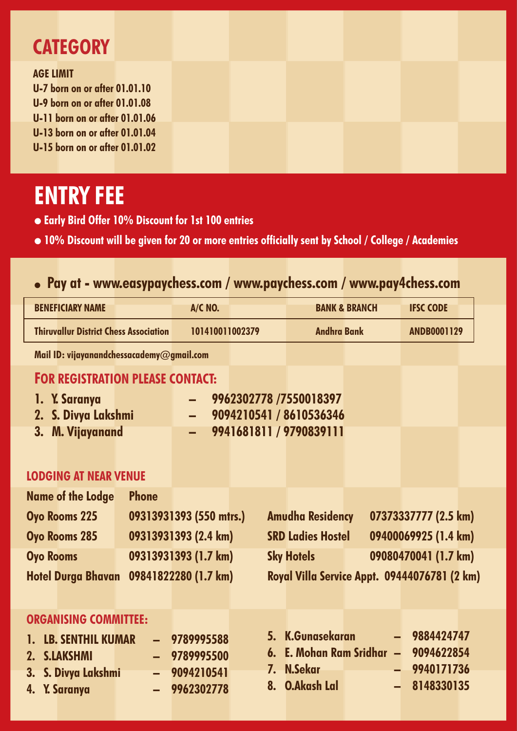# CATEGORY

**AGE LIMIT**

**U-7 born on or after 01.01.10**
**U-9 born on or after 01.01.08**
**U-11 born on or after 01.01.06**
**U-13 born on or after 01.01.04**
**U-15 born on or after 01.01.02**

# ENTRY FEE

- **Early Bird Offer 10% Discount for 1st 100 entries**
- **10% Discount will be given for 20 or more entries officially sent by School / College / Academies**

- **Pay at - www.easypaychess.com / www.paychess.com / www.pay4chess.com**

| BENEFICIARY NAME | A/C NO. | BANK & BRANCH | IFSC CODE |
|---|---|---|---|
| Thiruvallur District Chess Association | 101410011002379 | Andhra Bank | ANDB0001129 |

**Mail ID: vijayanandchessacademy@gmail.com**

## FOR REGISTRATION PLEASE CONTACT:

1. **Y. Saranya – 9962302778 /7550018397**
2. **S. Divya Lakshmi – 9094210541 / 8610536346**
3. **M. Vijayanand – 9941681811 / 9790839111**

## LODGING AT NEAR VENUE

| Name of the Lodge | Phone | | |
|---|---|---|---|
| Oyo Rooms 225 | 09313931393 (550 mtrs.) | Amudha Residency | 07373337777 (2.5 km) |
| Oyo Rooms 285 | 09313931393 (2.4 km) | SRD Ladies Hostel | 09400069925 (1.4 km) |
| Oyo Rooms | 09313931393 (1.7 km) | Sky Hotels | 09080470041 (1.7 km) |
| Hotel Durga Bhavan | 09841822280 (1.7 km) | Royal Villa Service Appt. | 09444076781 (2 km) |

## ORGANISING COMMITTEE:

1. **LB. SENTHIL KUMAR – 9789995588**
2. **S.LAKSHMI – 9789995500**
3. **S. Divya Lakshmi – 9094210541**
4. **Y. Saranya – 9962302778**
5. **K.Gunasekaran – 9884424747**
6. **E. Mohan Ram Sridhar – 9094622854**
7. **N.Sekar – 9940171736**
8. **O.Akash Lal – 8148330135**